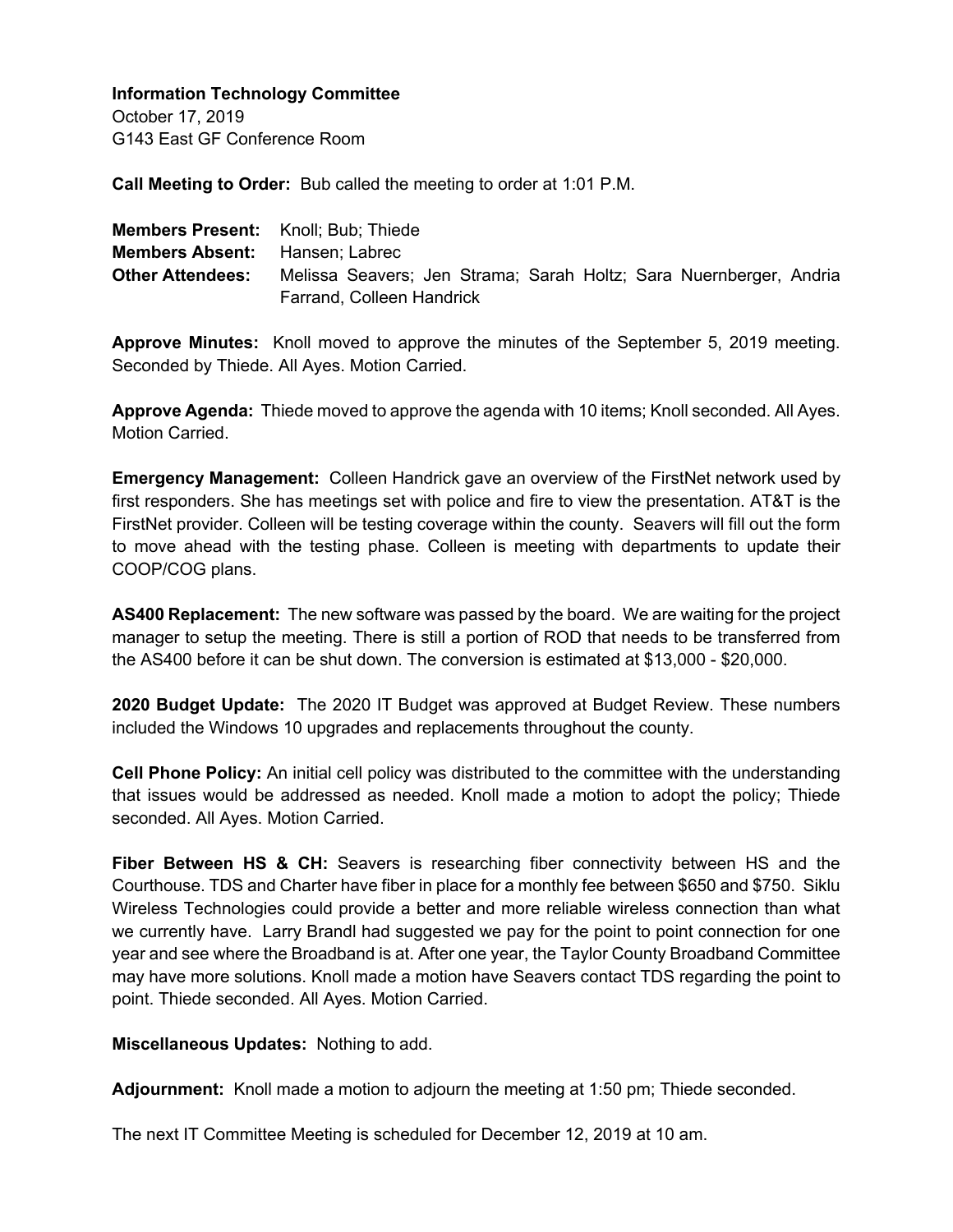**Information Technology Committee**
October 17, 2019
G143 East GF Conference Room

**Call Meeting to Order:** Bub called the meeting to order at 1:01 P.M.

**Members Present:** Knoll; Bub; Thiede
**Members Absent:** Hansen; Labrec
**Other Attendees:** Melissa Seavers; Jen Strama; Sarah Holtz; Sara Nuernberger, Andria Farrand, Colleen Handrick

**Approve Minutes:** Knoll moved to approve the minutes of the September 5, 2019 meeting. Seconded by Thiede. All Ayes. Motion Carried.

**Approve Agenda:** Thiede moved to approve the agenda with 10 items; Knoll seconded. All Ayes. Motion Carried.

**Emergency Management:** Colleen Handrick gave an overview of the FirstNet network used by first responders. She has meetings set with police and fire to view the presentation. AT&T is the FirstNet provider. Colleen will be testing coverage within the county. Seavers will fill out the form to move ahead with the testing phase. Colleen is meeting with departments to update their COOP/COG plans.

**AS400 Replacement:** The new software was passed by the board. We are waiting for the project manager to setup the meeting. There is still a portion of ROD that needs to be transferred from the AS400 before it can be shut down. The conversion is estimated at $13,000 - $20,000.

**2020 Budget Update:** The 2020 IT Budget was approved at Budget Review. These numbers included the Windows 10 upgrades and replacements throughout the county.

**Cell Phone Policy:** An initial cell policy was distributed to the committee with the understanding that issues would be addressed as needed. Knoll made a motion to adopt the policy; Thiede seconded. All Ayes. Motion Carried.

**Fiber Between HS & CH:** Seavers is researching fiber connectivity between HS and the Courthouse. TDS and Charter have fiber in place for a monthly fee between $650 and $750. Siklu Wireless Technologies could provide a better and more reliable wireless connection than what we currently have. Larry Brandl had suggested we pay for the point to point connection for one year and see where the Broadband is at. After one year, the Taylor County Broadband Committee may have more solutions. Knoll made a motion have Seavers contact TDS regarding the point to point. Thiede seconded. All Ayes. Motion Carried.

**Miscellaneous Updates:** Nothing to add.

**Adjournment:** Knoll made a motion to adjourn the meeting at 1:50 pm; Thiede seconded.

The next IT Committee Meeting is scheduled for December 12, 2019 at 10 am.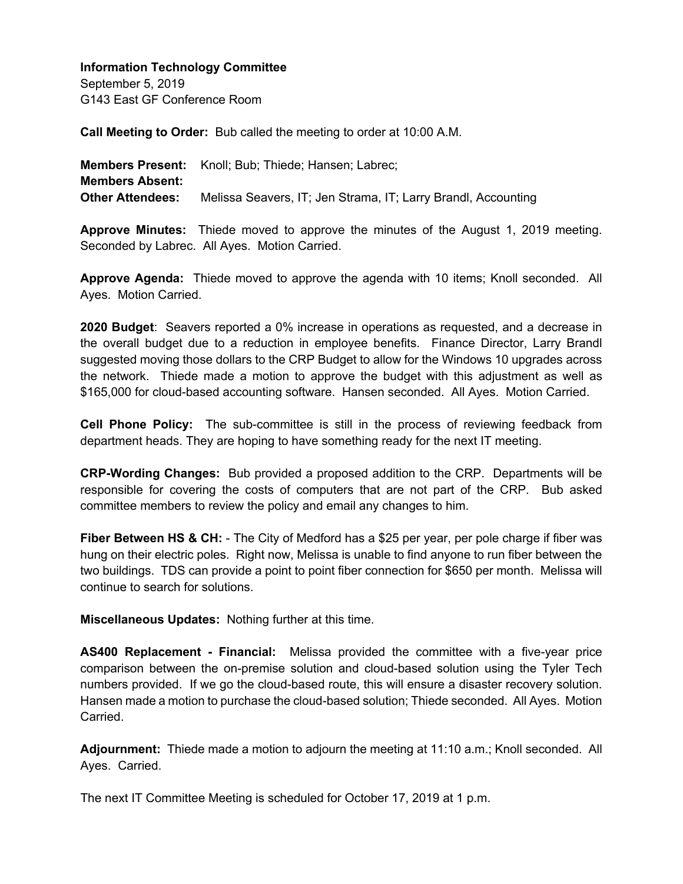**Information Technology Committee**
September 5, 2019
G143 East GF Conference Room

**Call Meeting to Order:** Bub called the meeting to order at 10:00 A.M.

**Members Present:** Knoll; Bub; Thiede; Hansen; Labrec;
**Members Absent:**
**Other Attendees:** Melissa Seavers, IT; Jen Strama, IT; Larry Brandl, Accounting

**Approve Minutes:** Thiede moved to approve the minutes of the August 1, 2019 meeting. Seconded by Labrec. All Ayes. Motion Carried.

**Approve Agenda:** Thiede moved to approve the agenda with 10 items; Knoll seconded. All Ayes. Motion Carried.

**2020 Budget**: Seavers reported a 0% increase in operations as requested, and a decrease in the overall budget due to a reduction in employee benefits. Finance Director, Larry Brandl suggested moving those dollars to the CRP Budget to allow for the Windows 10 upgrades across the network. Thiede made a motion to approve the budget with this adjustment as well as $165,000 for cloud-based accounting software. Hansen seconded. All Ayes. Motion Carried.

**Cell Phone Policy:** The sub-committee is still in the process of reviewing feedback from department heads. They are hoping to have something ready for the next IT meeting.

**CRP-Wording Changes:** Bub provided a proposed addition to the CRP. Departments will be responsible for covering the costs of computers that are not part of the CRP. Bub asked committee members to review the policy and email any changes to him.

**Fiber Between HS & CH:** - The City of Medford has a $25 per year, per pole charge if fiber was hung on their electric poles. Right now, Melissa is unable to find anyone to run fiber between the two buildings. TDS can provide a point to point fiber connection for $650 per month. Melissa will continue to search for solutions.

**Miscellaneous Updates:** Nothing further at this time.

**AS400 Replacement - Financial:** Melissa provided the committee with a five-year price comparison between the on-premise solution and cloud-based solution using the Tyler Tech numbers provided. If we go the cloud-based route, this will ensure a disaster recovery solution. Hansen made a motion to purchase the cloud-based solution; Thiede seconded. All Ayes. Motion Carried.

**Adjournment:** Thiede made a motion to adjourn the meeting at 11:10 a.m.; Knoll seconded. All Ayes. Carried.

The next IT Committee Meeting is scheduled for October 17, 2019 at 1 p.m.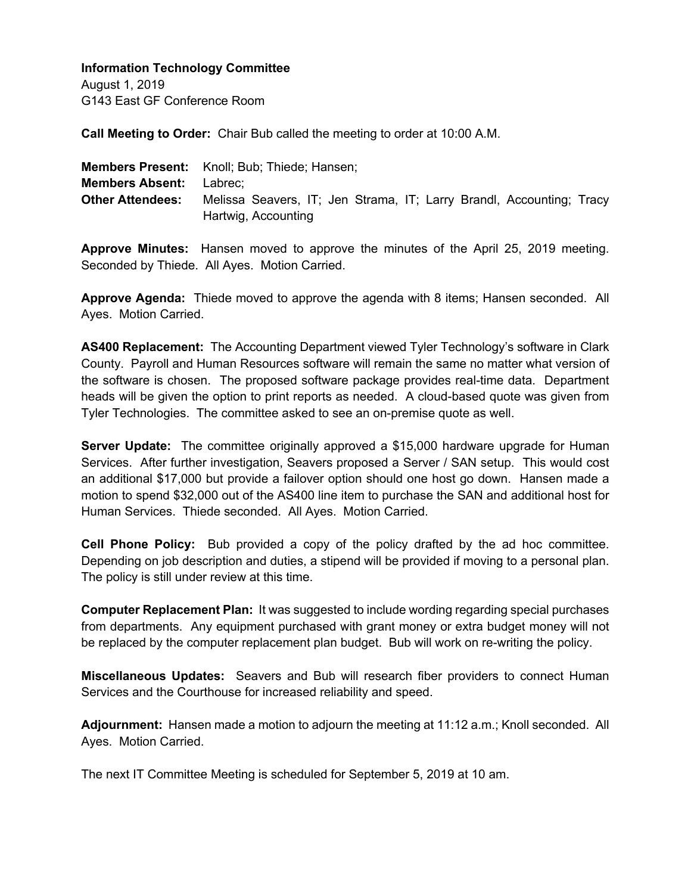**Information Technology Committee**
August 1, 2019
G143 East GF Conference Room

**Call Meeting to Order:** Chair Bub called the meeting to order at 10:00 A.M.

**Members Present:** Knoll; Bub; Thiede; Hansen;
**Members Absent:** Labrec;
**Other Attendees:** Melissa Seavers, IT; Jen Strama, IT; Larry Brandl, Accounting; Tracy Hartwig, Accounting

**Approve Minutes:** Hansen moved to approve the minutes of the April 25, 2019 meeting. Seconded by Thiede. All Ayes. Motion Carried.

**Approve Agenda:** Thiede moved to approve the agenda with 8 items; Hansen seconded. All Ayes. Motion Carried.

**AS400 Replacement:** The Accounting Department viewed Tyler Technology's software in Clark County. Payroll and Human Resources software will remain the same no matter what version of the software is chosen. The proposed software package provides real-time data. Department heads will be given the option to print reports as needed. A cloud-based quote was given from Tyler Technologies. The committee asked to see an on-premise quote as well.

**Server Update:** The committee originally approved a $15,000 hardware upgrade for Human Services. After further investigation, Seavers proposed a Server / SAN setup. This would cost an additional $17,000 but provide a failover option should one host go down. Hansen made a motion to spend $32,000 out of the AS400 line item to purchase the SAN and additional host for Human Services. Thiede seconded. All Ayes. Motion Carried.

**Cell Phone Policy:** Bub provided a copy of the policy drafted by the ad hoc committee. Depending on job description and duties, a stipend will be provided if moving to a personal plan. The policy is still under review at this time.

**Computer Replacement Plan:** It was suggested to include wording regarding special purchases from departments. Any equipment purchased with grant money or extra budget money will not be replaced by the computer replacement plan budget. Bub will work on re-writing the policy.

**Miscellaneous Updates:** Seavers and Bub will research fiber providers to connect Human Services and the Courthouse for increased reliability and speed.

**Adjournment:** Hansen made a motion to adjourn the meeting at 11:12 a.m.; Knoll seconded. All Ayes. Motion Carried.

The next IT Committee Meeting is scheduled for September 5, 2019 at 10 am.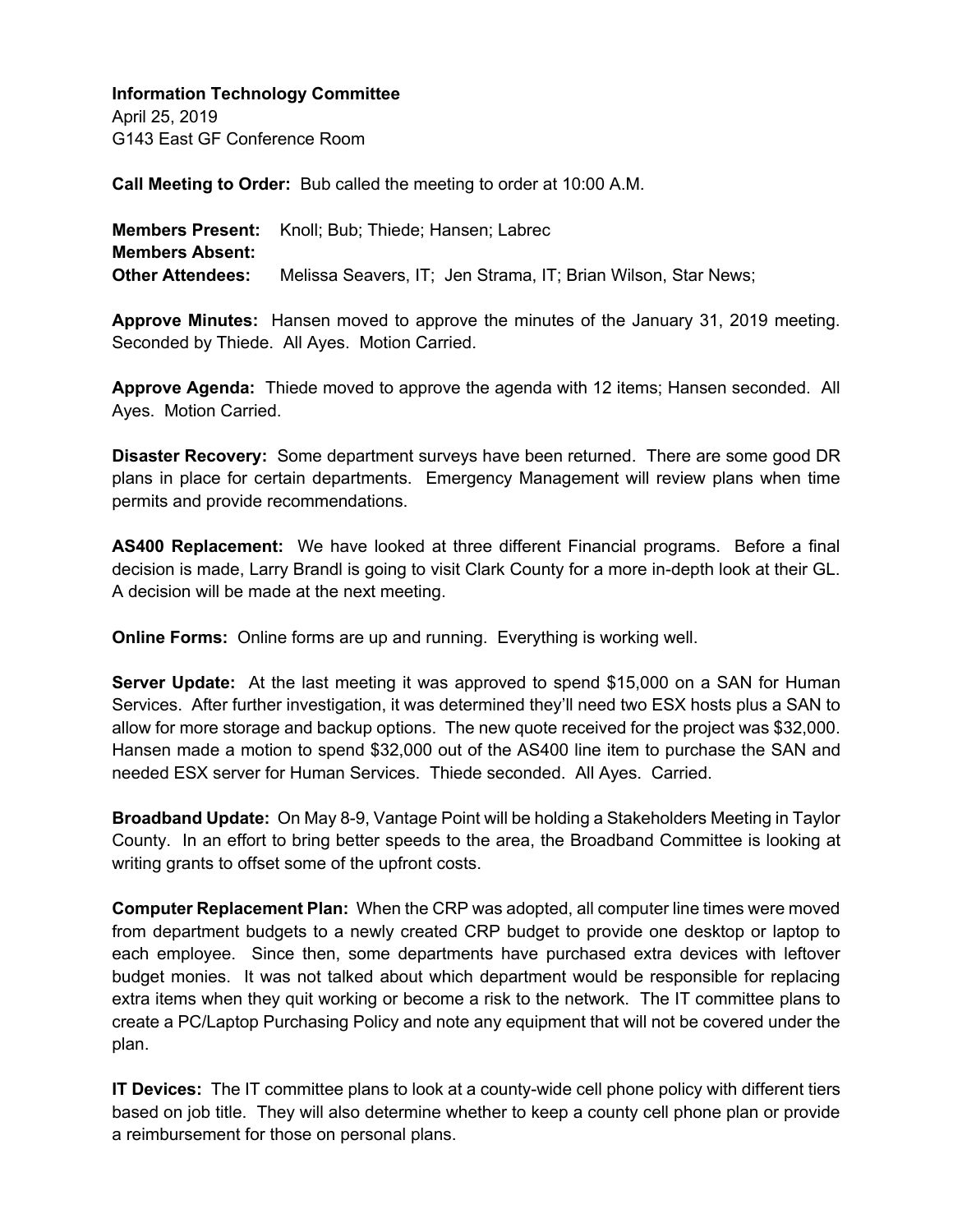**Information Technology Committee**
April 25, 2019
G143 East GF Conference Room

**Call Meeting to Order:** Bub called the meeting to order at 10:00 A.M.

**Members Present:** Knoll; Bub; Thiede; Hansen; Labrec
**Members Absent:**
**Other Attendees:** Melissa Seavers, IT; Jen Strama, IT; Brian Wilson, Star News;

**Approve Minutes:** Hansen moved to approve the minutes of the January 31, 2019 meeting. Seconded by Thiede. All Ayes. Motion Carried.

**Approve Agenda:** Thiede moved to approve the agenda with 12 items; Hansen seconded. All Ayes. Motion Carried.

**Disaster Recovery:** Some department surveys have been returned. There are some good DR plans in place for certain departments. Emergency Management will review plans when time permits and provide recommendations.

**AS400 Replacement:** We have looked at three different Financial programs. Before a final decision is made, Larry Brandl is going to visit Clark County for a more in-depth look at their GL. A decision will be made at the next meeting.

**Online Forms:** Online forms are up and running. Everything is working well.

**Server Update:** At the last meeting it was approved to spend $15,000 on a SAN for Human Services. After further investigation, it was determined they'll need two ESX hosts plus a SAN to allow for more storage and backup options. The new quote received for the project was $32,000. Hansen made a motion to spend $32,000 out of the AS400 line item to purchase the SAN and needed ESX server for Human Services. Thiede seconded. All Ayes. Carried.

**Broadband Update:** On May 8-9, Vantage Point will be holding a Stakeholders Meeting in Taylor County. In an effort to bring better speeds to the area, the Broadband Committee is looking at writing grants to offset some of the upfront costs.

**Computer Replacement Plan:** When the CRP was adopted, all computer line times were moved from department budgets to a newly created CRP budget to provide one desktop or laptop to each employee. Since then, some departments have purchased extra devices with leftover budget monies. It was not talked about which department would be responsible for replacing extra items when they quit working or become a risk to the network. The IT committee plans to create a PC/Laptop Purchasing Policy and note any equipment that will not be covered under the plan.

**IT Devices:** The IT committee plans to look at a county-wide cell phone policy with different tiers based on job title. They will also determine whether to keep a county cell phone plan or provide a reimbursement for those on personal plans.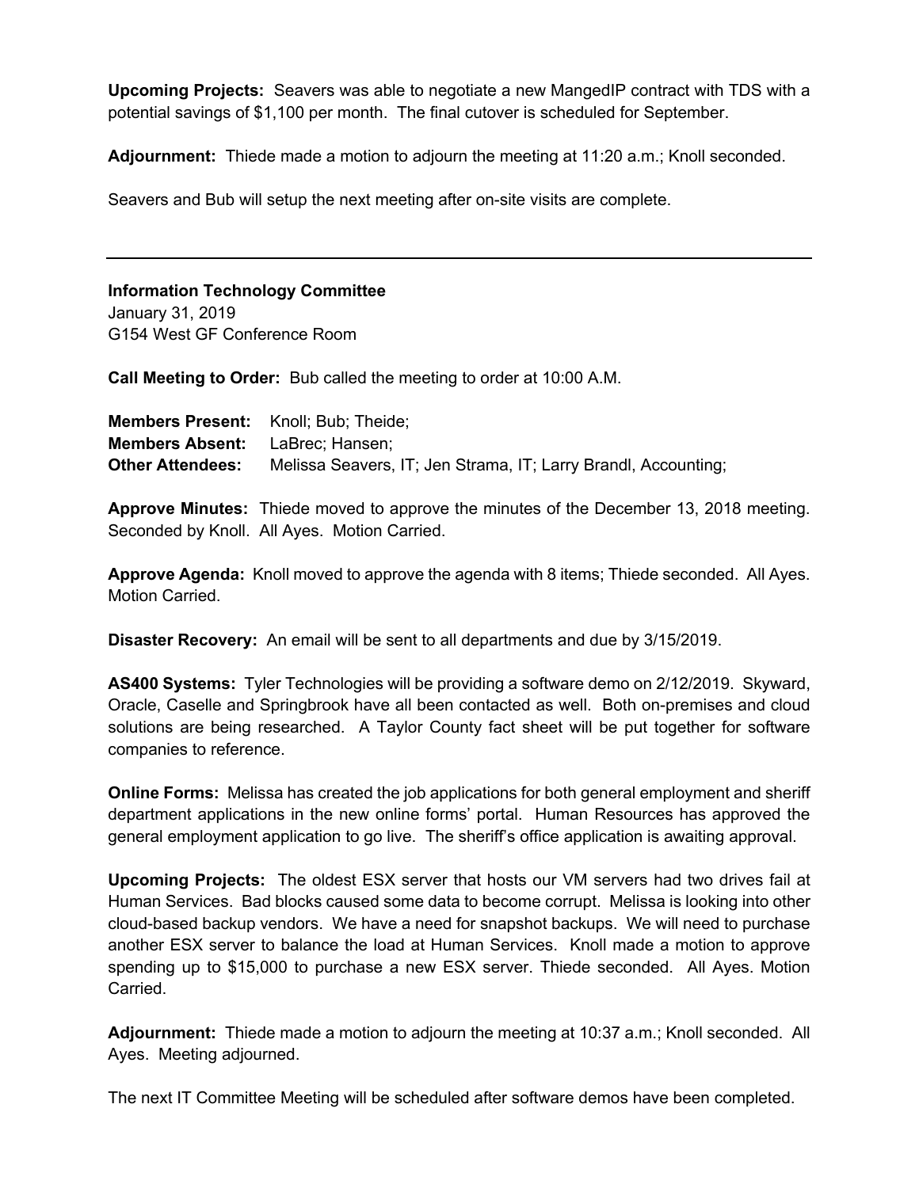**Upcoming Projects:** Seavers was able to negotiate a new MangedIP contract with TDS with a potential savings of $1,100 per month. The final cutover is scheduled for September.

**Adjournment:** Thiede made a motion to adjourn the meeting at 11:20 a.m.; Knoll seconded.

Seavers and Bub will setup the next meeting after on-site visits are complete.

---

**Information Technology Committee**
January 31, 2019
G154 West GF Conference Room

**Call Meeting to Order:** Bub called the meeting to order at 10:00 A.M.

**Members Present:** Knoll; Bub; Theide;
**Members Absent:** LaBrec; Hansen;
**Other Attendees:** Melissa Seavers, IT; Jen Strama, IT; Larry Brandl, Accounting;

**Approve Minutes:** Thiede moved to approve the minutes of the December 13, 2018 meeting. Seconded by Knoll. All Ayes. Motion Carried.

**Approve Agenda:** Knoll moved to approve the agenda with 8 items; Thiede seconded. All Ayes. Motion Carried.

**Disaster Recovery:** An email will be sent to all departments and due by 3/15/2019.

**AS400 Systems:** Tyler Technologies will be providing a software demo on 2/12/2019. Skyward, Oracle, Caselle and Springbrook have all been contacted as well. Both on-premises and cloud solutions are being researched. A Taylor County fact sheet will be put together for software companies to reference.

**Online Forms:** Melissa has created the job applications for both general employment and sheriff department applications in the new online forms' portal. Human Resources has approved the general employment application to go live. The sheriff's office application is awaiting approval.

**Upcoming Projects:** The oldest ESX server that hosts our VM servers had two drives fail at Human Services. Bad blocks caused some data to become corrupt. Melissa is looking into other cloud-based backup vendors. We have a need for snapshot backups. We will need to purchase another ESX server to balance the load at Human Services. Knoll made a motion to approve spending up to $15,000 to purchase a new ESX server. Thiede seconded. All Ayes. Motion Carried.

**Adjournment:** Thiede made a motion to adjourn the meeting at 10:37 a.m.; Knoll seconded. All Ayes. Meeting adjourned.

The next IT Committee Meeting will be scheduled after software demos have been completed.